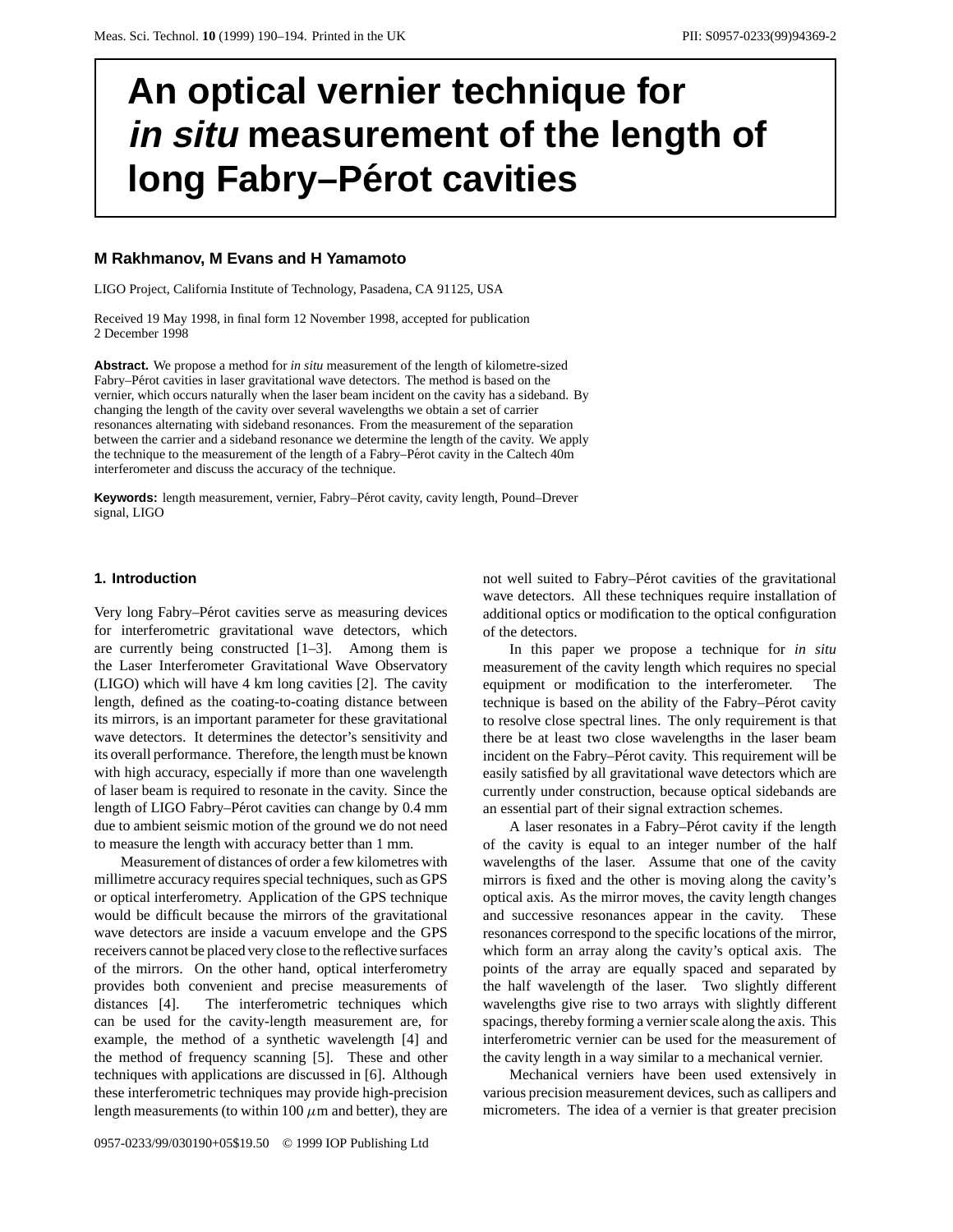# An optical vernier technique for *in situ* measurement of the length of long Fabry–Pérot cavities

**M Rakhmanov, M Evans and H Yamamoto**

LIGO Project, California Institute of Technology, Pasadena, CA 91125, USA

Received 19 May 1998, in final form 12 November 1998, accepted for publication 2 December 1998

**Abstract.** We propose a method for *in situ* measurement of the length of kilometre-sized Fabry–Pérot cavities in laser gravitational wave detectors. The method is based on the vernier, which occurs naturally when the laser beam incident on the cavity has a sideband. By changing the length of the cavity over several wavelengths we obtain a set of carrier resonances alternating with sideband resonances. From the measurement of the separation between the carrier and a sideband resonance we determine the length of the cavity. We apply the technique to the measurement of the length of a Fabry–Pérot cavity in the Caltech 40m interferometer and discuss the accuracy of the technique.

**Keywords:** length measurement, vernier, Fabry–Pérot cavity, cavity length, Pound–Drever signal, LIGO

## 1. Introduction

Very long Fabry–Pérot cavities serve as measuring devices for interferometric gravitational wave detectors, which are currently being constructed [1–3]. Among them is the Laser Interferometer Gravitational Wave Observatory (LIGO) which will have 4 km long cavities [2]. The cavity length, defined as the coating-to-coating distance between its mirrors, is an important parameter for these gravitational wave detectors. It determines the detector's sensitivity and its overall performance. Therefore, the length must be known with high accuracy, especially if more than one wavelength of laser beam is required to resonate in the cavity. Since the length of LIGO Fabry–Pérot cavities can change by 0.4 mm due to ambient seismic motion of the ground we do not need to measure the length with accuracy better than 1 mm.

Measurement of distances of order a few kilometres with millimetre accuracy requires special techniques, such as GPS or optical interferometry. Application of the GPS technique would be difficult because the mirrors of the gravitational wave detectors are inside a vacuum envelope and the GPS receivers cannot be placed very close to the reflective surfaces of the mirrors. On the other hand, optical interferometry provides both convenient and precise measurements of distances [4]. The interferometric techniques which can be used for the cavity-length measurement are, for example, the method of a synthetic wavelength [4] and the method of frequency scanning [5]. These and other techniques with applications are discussed in [6]. Although these interferometric techniques may provide high-precision length measurements (to within 100 $\mu$m and better), they are not well suited to Fabry–Pérot cavities of the gravitational wave detectors. All these techniques require installation of additional optics or modification to the optical configuration of the detectors.

In this paper we propose a technique for *in situ* measurement of the cavity length which requires no special equipment or modification to the interferometer. The technique is based on the ability of the Fabry–Pérot cavity to resolve close spectral lines. The only requirement is that there be at least two close wavelengths in the laser beam incident on the Fabry–Pérot cavity. This requirement will be easily satisfied by all gravitational wave detectors which are currently under construction, because optical sidebands are an essential part of their signal extraction schemes.

A laser resonates in a Fabry–Pérot cavity if the length of the cavity is equal to an integer number of the half wavelengths of the laser. Assume that one of the cavity mirrors is fixed and the other is moving along the cavity's optical axis. As the mirror moves, the cavity length changes and successive resonances appear in the cavity. These resonances correspond to the specific locations of the mirror, which form an array along the cavity's optical axis. The points of the array are equally spaced and separated by the half wavelength of the laser. Two slightly different wavelengths give rise to two arrays with slightly different spacings, thereby forming a vernier scale along the axis. This interferometric vernier can be used for the measurement of the cavity length in a way similar to a mechanical vernier.

Mechanical verniers have been used extensively in various precision measurement devices, such as callipers and micrometers. The idea of a vernier is that greater precision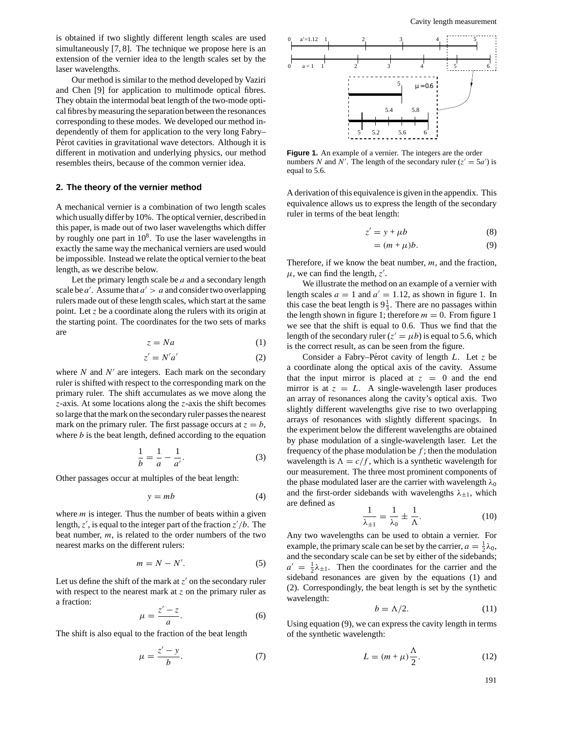is obtained if two slightly different length scales are used simultaneously [7, 8]. The technique we propose here is an extension of the vernier idea to the length scales set by the laser wavelengths.

Our method is similar to the method developed by Vaziri and Chen [9] for application to multimode optical fibres. They obtain the intermodal beat length of the two-mode optical fibres by measuring the separation between the resonances corresponding to these modes. We developed our method independently of them for application to the very long Fabry–Pérot cavities in gravitational wave detectors. Although it is different in motivation and underlying physics, our method resembles theirs, because of the common vernier idea.

## 2. The theory of the vernier method

A mechanical vernier is a combination of two length scales which usually differ by 10%. The optical vernier, described in this paper, is made out of two laser wavelengths which differ by roughly one part in $10^8$. To use the laser wavelengths in exactly the same way the mechanical verniers are used would be impossible. Instead we relate the optical vernier to the beat length, as we describe below.

Let the primary length scale be $a$ and a secondary length scale be $a'$. Assume that $a' > a$ and consider two overlapping rulers made out of these length scales, which start at the same point. Let $z$ be a coordinate along the rulers with its origin at the starting point. The coordinates for the two sets of marks are

$$z = Na \tag{1}$$

$$z' = N'a' \tag{2}$$

where $N$ and $N'$ are integers. Each mark on the secondary ruler is shifted with respect to the corresponding mark on the primary ruler. The shift accumulates as we move along the $z$-axis. At some locations along the $z$-axis the shift becomes so large that the mark on the secondary ruler passes the nearest mark on the primary ruler. The first passage occurs at $z = b$, where $b$ is the beat length, defined according to the equation

$$\frac{1}{b} = \frac{1}{a} - \frac{1}{a'}. \tag{3}$$

Other passages occur at multiples of the beat length:

$$y = mb \tag{4}$$

where $m$ is integer. Thus the number of beats within a given length, $z'$, is equal to the integer part of the fraction $z'/b$. The beat number, $m$, is related to the order numbers of the two nearest marks on the different rulers:

$$m = N - N'. \tag{5}$$

Let us define the shift of the mark at $z'$ on the secondary ruler with respect to the nearest mark at $z$ on the primary ruler as a fraction:

$$\mu = \frac{z' - z}{a}. \tag{6}$$

The shift is also equal to the fraction of the beat length

$$\mu = \frac{z' - y}{b}. \tag{7}$$

**Figure 1.** An example of a vernier. The integers are the order numbers $N$ and $N'$. The length of the secondary ruler ($z' = 5a'$) is equal to 5.6.

A derivation of this equivalence is given in the appendix. This equivalence allows us to express the length of the secondary ruler in terms of the beat length:

$$z' = y + \mu b \tag{8}$$

$$= (m + \mu)b. \tag{9}$$

Therefore, if we know the beat number, $m$, and the fraction, $\mu$, we can find the length, $z'$.

We illustrate the method on an example of a vernier with length scales $a = 1$ and $a' = 1.12$, as shown in figure 1. In this case the beat length is $9\frac{1}{3}$. There are no passages within the length shown in figure 1; therefore $m = 0$. From figure 1 we see that the shift is equal to 0.6. Thus we find that the length of the secondary ruler ($z' = \mu b$) is equal to 5.6, which is the correct result, as can be seen from the figure.

Consider a Fabry–Pérot cavity of length $L$. Let $z$ be a coordinate along the optical axis of the cavity. Assume that the input mirror is placed at $z = 0$ and the end mirror is at $z = L$. A single-wavelength laser produces an array of resonances along the cavity's optical axis. Two slightly different wavelengths give rise to two overlapping arrays of resonances with slightly different spacings. In the experiment below the different wavelengths are obtained by phase modulation of a single-wavelength laser. Let the frequency of the phase modulation be $f$; then the modulation wavelength is $\Lambda = c/f$, which is a synthetic wavelength for our measurement. The three most prominent components of the phase modulated laser are the carrier with wavelength $\lambda_0$ and the first-order sidebands with wavelengths $\lambda_{\pm1}$, which are defined as

$$\frac{1}{\lambda_{\pm1}} = \frac{1}{\lambda_0} \pm \frac{1}{\Lambda}. \tag{10}$$

Any two wavelengths can be used to obtain a vernier. For example, the primary scale can be set by the carrier, $a = \frac{1}{2}\lambda_0$, and the secondary scale can be set by either of the sidebands; $a' = \frac{1}{2}\lambda_{\pm1}$. Then the coordinates for the carrier and the sideband resonances are given by the equations (1) and (2). Correspondingly, the beat length is set by the synthetic wavelength:

$$b = \Lambda/2. \tag{11}$$

Using equation (9), we can express the cavity length in terms of the synthetic wavelength:

$$L = (m + \mu)\frac{\Lambda}{2}. \tag{12}$$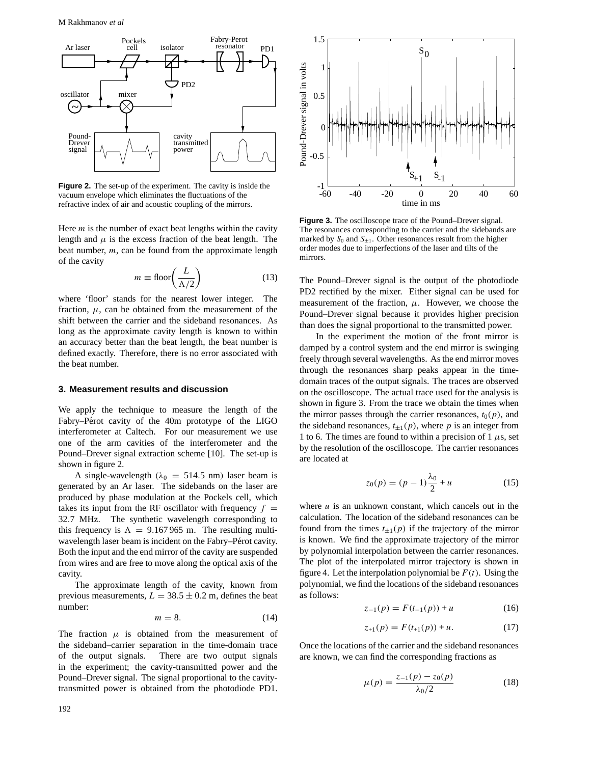**Figure 2.** The set-up of the experiment. The cavity is inside the vacuum envelope which eliminates the fluctuations of the refractive index of air and acoustic coupling of the mirrors.

Here $m$ is the number of exact beat lengths within the cavity length and $\mu$ is the excess fraction of the beat length. The beat number, $m$, can be found from the approximate length of the cavity

$$m \equiv \mathrm{floor}\left(\frac{L}{\Lambda/2}\right) \tag{13}$$

where 'floor' stands for the nearest lower integer. The fraction, $\mu$, can be obtained from the measurement of the shift between the carrier and the sideband resonances. As long as the approximate cavity length is known to within an accuracy better than the beat length, the beat number is defined exactly. Therefore, there is no error associated with the beat number.

## 3. Measurement results and discussion

We apply the technique to measure the length of the Fabry–Pérot cavity of the 40m prototype of the LIGO interferometer at Caltech. For our measurement we use one of the arm cavities of the interferometer and the Pound–Drever signal extraction scheme [10]. The set-up is shown in figure 2.

A single-wavelength ($\lambda_0 = 514.5$ nm) laser beam is generated by an Ar laser. The sidebands on the laser are produced by phase modulation at the Pockels cell, which takes its input from the RF oscillator with frequency $f = 32.7$ MHz. The synthetic wavelength corresponding to this frequency is $\Lambda = 9.167\,965$ m. The resulting multi-wavelength laser beam is incident on the Fabry–Pérot cavity. Both the input and the end mirror of the cavity are suspended from wires and are free to move along the optical axis of the cavity.

The approximate length of the cavity, known from previous measurements, $L = 38.5 \pm 0.2$ m, defines the beat number:

$$m = 8. \tag{14}$$

The fraction $\mu$ is obtained from the measurement of the sideband–carrier separation in the time-domain trace of the output signals. There are two output signals in the experiment; the cavity-transmitted power and the Pound–Drever signal. The signal proportional to the cavity-transmitted power is obtained from the photodiode PD1. The Pound–Drever signal is the output of the photodiode PD2 rectified by the mixer. Either signal can be used for measurement of the fraction, $\mu$. However, we choose the Pound–Drever signal because it provides higher precision than does the signal proportional to the transmitted power.

**Figure 3.** The oscilloscope trace of the Pound–Drever signal. The resonances corresponding to the carrier and the sidebands are marked by $S_0$ and $S_{\pm 1}$. Other resonances result from the higher order modes due to imperfections of the laser and tilts of the mirrors.

In the experiment the motion of the front mirror is damped by a control system and the end mirror is swinging freely through several wavelengths. As the end mirror moves through the resonances sharp peaks appear in the time-domain traces of the output signals. The traces are observed on the oscilloscope. The actual trace used for the analysis is shown in figure 3. From the trace we obtain the times when the mirror passes through the carrier resonances, $t_0(p)$, and the sideband resonances, $t_{\pm 1}(p)$, where $p$ is an integer from 1 to 6. The times are found to within a precision of 1 $\mu$s, set by the resolution of the oscilloscope. The carrier resonances are located at

$$z_0(p) = (p-1)\frac{\lambda_0}{2} + u \tag{15}$$

where $u$ is an unknown constant, which cancels out in the calculation. The location of the sideband resonances can be found from the times $t_{\pm 1}(p)$ if the trajectory of the mirror is known. We find the approximate trajectory of the mirror by polynomial interpolation between the carrier resonances. The plot of the interpolated mirror trajectory is shown in figure 4. Let the interpolation polynomial be $F(t)$. Using the polynomial, we find the locations of the sideband resonances as follows:

$$z_{-1}(p) = F(t_{-1}(p)) + u \tag{16}$$

$$z_{+1}(p) = F(t_{+1}(p)) + u. \tag{17}$$

Once the locations of the carrier and the sideband resonances are known, we can find the corresponding fractions as

$$\mu(p) = \frac{z_{-1}(p) - z_0(p)}{\lambda_0/2} \tag{18}$$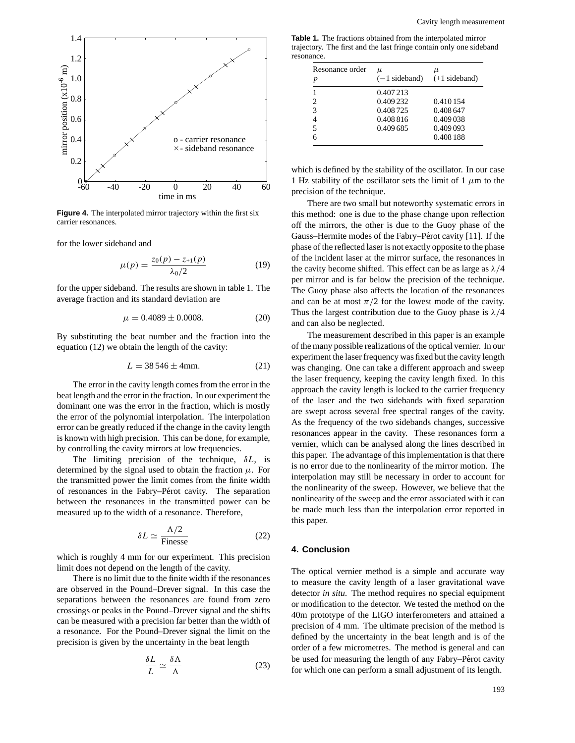**Figure 4.** The interpolated mirror trajectory within the first six carrier resonances.

for the lower sideband and

$$\mu(p) = \frac{z_0(p) - z_{+1}(p)}{\lambda_0/2} \tag{19}$$

for the upper sideband. The results are shown in table 1. The average fraction and its standard deviation are

$$\mu = 0.4089 \pm 0.0008. \tag{20}$$

By substituting the beat number and the fraction into the equation (12) we obtain the length of the cavity:

$$L = 38\,546 \pm 4\text{mm}. \tag{21}$$

The error in the cavity length comes from the error in the beat length and the error in the fraction. In our experiment the dominant one was the error in the fraction, which is mostly the error of the polynomial interpolation. The interpolation error can be greatly reduced if the change in the cavity length is known with high precision. This can be done, for example, by controlling the cavity mirrors at low frequencies.

The limiting precision of the technique, $\delta L$, is determined by the signal used to obtain the fraction $\mu$. For the transmitted power the limit comes from the finite width of resonances in the Fabry–Pérot cavity. The separation between the resonances in the transmitted power can be measured up to the width of a resonance. Therefore,

$$\delta L \simeq \frac{\Lambda/2}{\text{Finesse}} \tag{22}$$

which is roughly 4 mm for our experiment. This precision limit does not depend on the length of the cavity.

There is no limit due to the finite width if the resonances are observed in the Pound–Drever signal. In this case the separations between the resonances are found from zero crossings or peaks in the Pound–Drever signal and the shifts can be measured with a precision far better than the width of a resonance. For the Pound–Drever signal the limit on the precision is given by the uncertainty in the beat length

$$\frac{\delta L}{L} \simeq \frac{\delta\Lambda}{\Lambda} \tag{23}$$

**Table 1.** The fractions obtained from the interpolated mirror trajectory. The first and the last fringe contain only one sideband resonance.

| Resonance order $p$ | $\mu$ ($-1$ sideband) | $\mu$ (+1 sideband) |
|---|---|---|
| 1 | 0.407 213 | |
| 2 | 0.409 232 | 0.410 154 |
| 3 | 0.408 725 | 0.408 647 |
| 4 | 0.408 816 | 0.409 038 |
| 5 | 0.409 685 | 0.409 093 |
| 6 | | 0.408 188 |

which is defined by the stability of the oscillator. In our case 1 Hz stability of the oscillator sets the limit of 1 $\mu$m to the precision of the technique.

There are two small but noteworthy systematic errors in this method: one is due to the phase change upon reflection off the mirrors, the other is due to the Guoy phase of the Gauss–Hermite modes of the Fabry–Pérot cavity [11]. If the phase of the reflected laser is not exactly opposite to the phase of the incident laser at the mirror surface, the resonances in the cavity become shifted. This effect can be as large as $\lambda/4$ per mirror and is far below the precision of the technique. The Guoy phase also affects the location of the resonances and can be at most $\pi/2$ for the lowest mode of the cavity. Thus the largest contribution due to the Guoy phase is $\lambda/4$ and can also be neglected.

The measurement described in this paper is an example of the many possible realizations of the optical vernier. In our experiment the laser frequency was fixed but the cavity length was changing. One can take a different approach and sweep the laser frequency, keeping the cavity length fixed. In this approach the cavity length is locked to the carrier frequency of the laser and the two sidebands with fixed separation are swept across several free spectral ranges of the cavity. As the frequency of the two sidebands changes, successive resonances appear in the cavity. These resonances form a vernier, which can be analysed along the lines described in this paper. The advantage of this implementation is that there is no error due to the nonlinearity of the mirror motion. The interpolation may still be necessary in order to account for the nonlinearity of the sweep. However, we believe that the nonlinearity of the sweep and the error associated with it can be made much less than the interpolation error reported in this paper.

## 4. Conclusion

The optical vernier method is a simple and accurate way to measure the cavity length of a laser gravitational wave detector *in situ*. The method requires no special equipment or modification to the detector. We tested the method on the 40m prototype of the LIGO interferometers and attained a precision of 4 mm. The ultimate precision of the method is defined by the uncertainty in the beat length and is of the order of a few micrometres. The method is general and can be used for measuring the length of any Fabry–Pérot cavity for which one can perform a small adjustment of its length.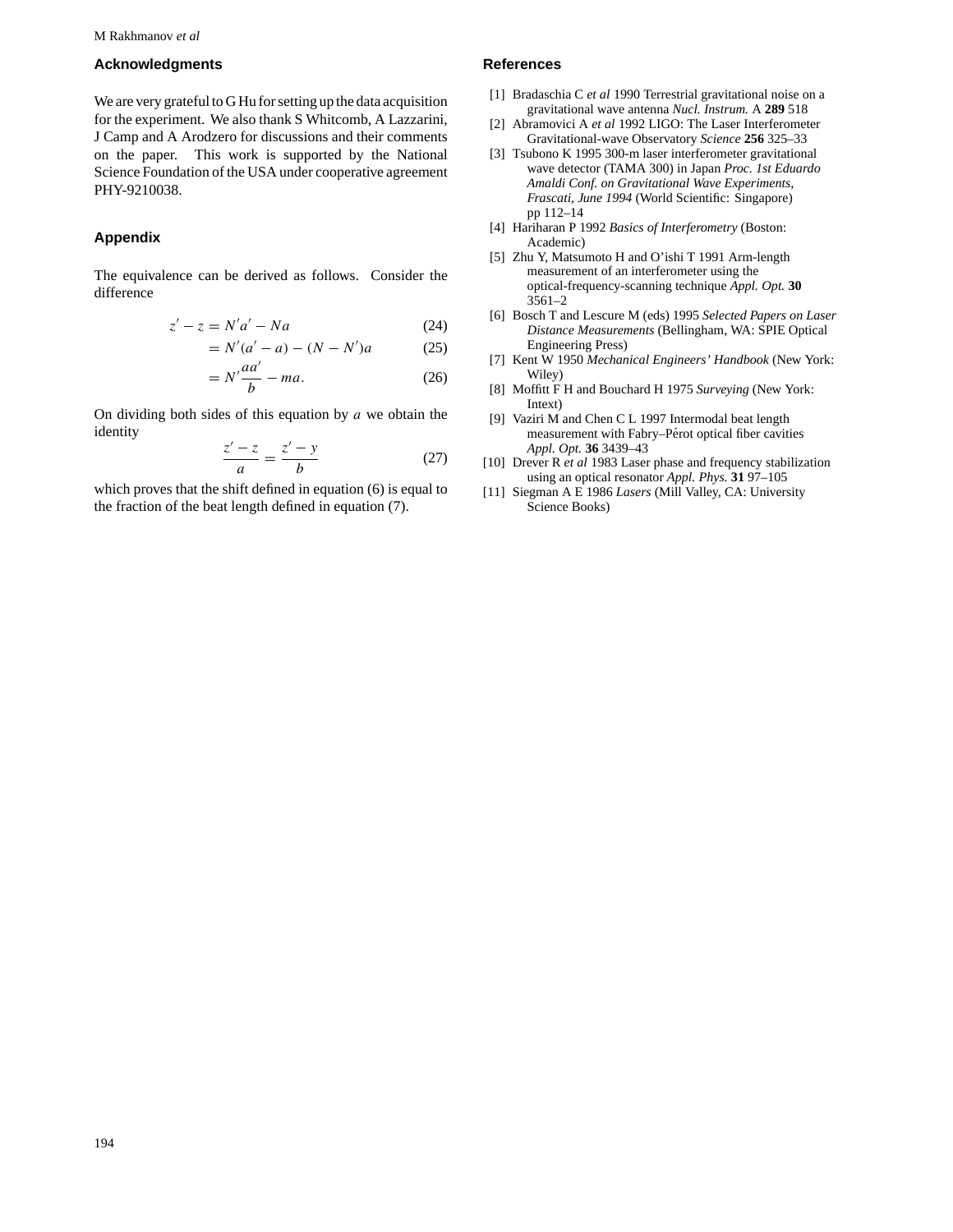## Acknowledgments

We are very grateful to G Hu for setting up the data acquisition for the experiment. We also thank S Whitcomb, A Lazzarini, J Camp and A Arodzero for discussions and their comments on the paper. This work is supported by the National Science Foundation of the USA under cooperative agreement PHY-9210038.

## Appendix

The equivalence can be derived as follows. Consider the difference

$$z' - z = N'a' - Na \tag{24}$$

$$= N'(a' - a) - (N - N')a \tag{25}$$

$$= N'\frac{aa'}{b} - ma. \tag{26}$$

On dividing both sides of this equation by $a$ we obtain the identity

$$\frac{z' - z}{a} = \frac{z' - y}{b} \tag{27}$$

which proves that the shift defined in equation (6) is equal to the fraction of the beat length defined in equation (7).

## References

[1] Bradaschia C *et al* 1990 Terrestrial gravitational noise on a gravitational wave antenna *Nucl. Instrum.* A **289** 518

[2] Abramovici A *et al* 1992 LIGO: The Laser Interferometer Gravitational-wave Observatory *Science* **256** 325–33

[3] Tsubono K 1995 300-m laser interferometer gravitational wave detector (TAMA 300) in Japan *Proc. 1st Eduardo Amaldi Conf. on Gravitational Wave Experiments, Frascati, June 1994* (World Scientific: Singapore) pp 112–14

[4] Hariharan P 1992 *Basics of Interferometry* (Boston: Academic)

[5] Zhu Y, Matsumoto H and O'ishi T 1991 Arm-length measurement of an interferometer using the optical-frequency-scanning technique *Appl. Opt.* **30** 3561–2

[6] Bosch T and Lescure M (eds) 1995 *Selected Papers on Laser Distance Measurements* (Bellingham, WA: SPIE Optical Engineering Press)

[7] Kent W 1950 *Mechanical Engineers' Handbook* (New York: Wiley)

[8] Moffitt F H and Bouchard H 1975 *Surveying* (New York: Intext)

[9] Vaziri M and Chen C L 1997 Intermodal beat length measurement with Fabry–Pérot optical fiber cavities *Appl. Opt.* **36** 3439–43

[10] Drever R *et al* 1983 Laser phase and frequency stabilization using an optical resonator *Appl. Phys.* **31** 97–105

[11] Siegman A E 1986 *Lasers* (Mill Valley, CA: University Science Books)